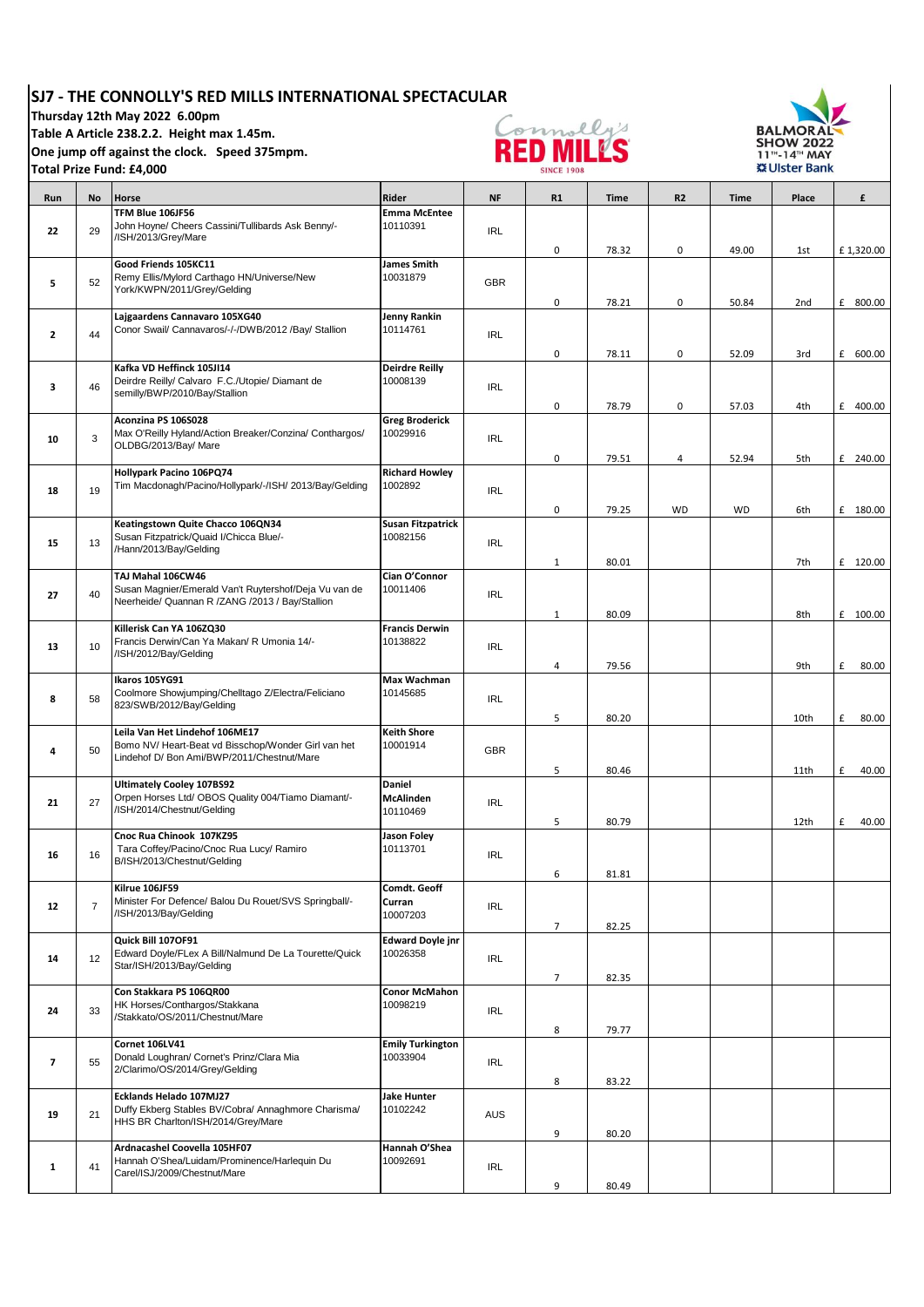## SJ7 - THE CONNOLLY'S RED MILLS INTERNATIONAL SPECTACULAR

**Thursday 12th May 2022 6.00pm**
**Table A Article 238.2.2. Height max 1.45m.**
**One jump off against the clock. Speed 375mpm.**
**Total Prize Fund: £4,000**

| Run | No | Horse | Rider | NF | R1 | Time | R2 | Time | Place | £ |
|---|---|---|---|---|---|---|---|---|---|---|
| 22 | 29 | **TFM Blue 106JF56** John Hoyne/ Cheers Cassini/Tullibards Ask Benny/-/ISH/2013/Grey/Mare | **Emma McEntee** 10110391 | IRL | 0 | 78.32 | 0 | 49.00 | 1st | £ 1,320.00 |
| 5 | 52 | **Good Friends 105KC11** Remy Ellis/Mylord Carthago HN/Universe/New York/KWPN/2011/Grey/Gelding | **James Smith** 10031879 | GBR | 0 | 78.21 | 0 | 50.84 | 2nd | £ 800.00 |
| 2 | 44 | **Lajgaardens Cannavaro 105XG40** Conor Swail/ Cannavaros/-/-/DWB/2012 /Bay/ Stallion | **Jenny Rankin** 10114761 | IRL | 0 | 78.11 | 0 | 52.09 | 3rd | £ 600.00 |
| 3 | 46 | **Kafka VD Heffinck 105JI14** Deirdre Reilly/ Calvaro F.C./Utopie/ Diamant de semilly/BWP/2010/Bay/Stallion | **Deirdre Reilly** 10008139 | IRL | 0 | 78.79 | 0 | 57.03 | 4th | £ 400.00 |
| 10 | 3 | **Aconzina PS 106SO28** Max O'Reilly Hyland/Action Breaker/Conzina/ Conthargos/ OLDBG/2013/Bay/ Mare | **Greg Broderick** 10029916 | IRL | 0 | 79.51 | 4 | 52.94 | 5th | £ 240.00 |
| 18 | 19 | **Hollypark Pacino 106PQ74** Tim Macdonagh/Pacino/Hollypark/-/ISH/ 2013/Bay/Gelding | **Richard Howley** 1002892 | IRL | 0 | 79.25 | WD | WD | 6th | £ 180.00 |
| 15 | 13 | **Keatingstown Quite Chacco 106QN34** Susan Fitzpatrick/Quaid I/Chicca Blue/-/Hann/2013/Bay/Gelding | **Susan Fitzpatrick** 10082156 | IRL | 1 | 80.01 | | | 7th | £ 120.00 |
| 27 | 40 | **TAJ Mahal 106CW46** Susan Magnier/Emerald Van't Ruytershof/Deja Vu van de Neerheide/ Quannan R /ZANG /2013 / Bay/Stallion | **Cian O'Connor** 10011406 | IRL | 1 | 80.09 | | | 8th | £ 100.00 |
| 13 | 10 | **Killerisk Can YA 106ZQ30** Francis Derwin/Can Ya Makan/ R Umonia 14/-/ISH/2012/Bay/Gelding | **Francis Derwin** 10138822 | IRL | 4 | 79.56 | | | 9th | £ 80.00 |
| 8 | 58 | **Ikaros 105YG91** Coolmore Showjumping/Chelltago Z/Electra/Feliciano 823/SWB/2012/Bay/Gelding | **Max Wachman** 10145685 | IRL | 5 | 80.20 | | | 10th | £ 80.00 |
| 4 | 50 | **Leila Van Het Lindehof 106ME17** Bomo NV/ Heart-Beat vd Bisschop/Wonder Girl van het Lindehof D/ Bon Ami/BWP/2011/Chestnut/Mare | **Keith Shore** 10001914 | GBR | 5 | 80.46 | | | 11th | £ 40.00 |
| 21 | 27 | **Ultimately Cooley 107BS92** Orpen Horses Ltd/ OBOS Quality 004/Tiamo Diamant/-/ISH/2014/Chestnut/Gelding | **Daniel McAlinden** 10110469 | IRL | 5 | 80.79 | | | 12th | £ 40.00 |
| 16 | 16 | **Cnoc Rua Chinook 107KZ95** Tara Coffey/Pacino/Cnoc Rua Lucy/ Ramiro B/ISH/2013/Chestnut/Gelding | **Jason Foley** 10113701 | IRL | 6 | 81.81 | | | | |
| 12 | 7 | **Kilrue 106JF59** Minister For Defence/ Balou Du Rouet/SVS Springball/-/ISH/2013/Bay/Gelding | **Comdt. Geoff Curran** 10007203 | IRL | 7 | 82.25 | | | | |
| 14 | 12 | **Quick Bill 107OF91** Edward Doyle/FLex A Bill/Nalmund De La Tourette/Quick Star/ISH/2013/Bay/Gelding | **Edward Doyle jnr** 10026358 | IRL | 7 | 82.35 | | | | |
| 24 | 33 | **Con Stakkara PS 106QR00** HK Horses/Conthargos/Stakkana /Stakkato/OS/2011/Chestnut/Mare | **Conor McMahon** 10098219 | IRL | 8 | 79.77 | | | | |
| 7 | 55 | **Cornet 106LV41** Donald Loughran/ Cornet's Prinz/Clara Mia 2/Clarimo/OS/2014/Grey/Gelding | **Emily Turkington** 10033904 | IRL | 8 | 83.22 | | | | |
| 19 | 21 | **Ecklands Helado 107MJ27** Duffy Ekberg Stables BV/Cobra/ Annaghmore Charisma/ HHS BR Charlton/ISH/2014/Grey/Mare | **Jake Hunter** 10102242 | AUS | 9 | 80.20 | | | | |
| 1 | 41 | **Ardnacashel Coovella 105HF07** Hannah O'Shea/Luidam/Prominence/Harlequin Du Carel/ISJ/2009/Chestnut/Mare | **Hannah O'Shea** 10092691 | IRL | 9 | 80.49 | | | | |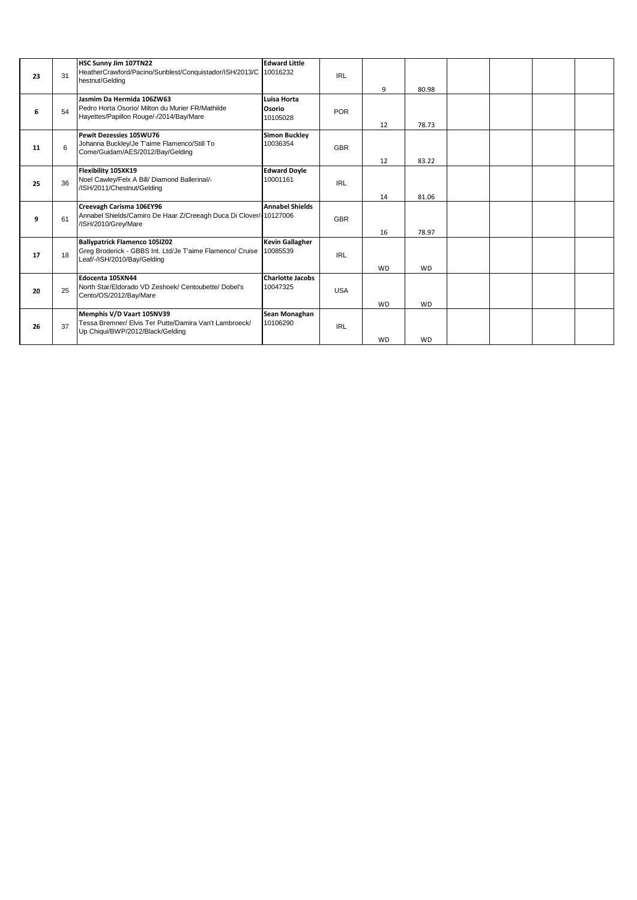| | | | | | | | | | | |
|---|---|---|---|---|---|---|---|---|---|---|
| 23 | 31 | **HSC Sunny Jim 107TN22**<br>HeatherCrawford/Pacino/Sunblest/Conquistador/ISH/2013/Chestnut/Gelding | **Edward Little**<br>10016232 | IRL | 9 | 80.98 | | | | |
| 6 | 54 | **Jasmim Da Hermida 106ZW63**<br>Pedro Horta Osorio/ Milton du Murier FR/Mathilde Hayettes/Papillon Rouge/-/2014/Bay/Mare | **Luisa Horta Osorio**<br>10105028 | POR | 12 | 78.73 | | | | |
| 11 | 6 | **Pewit Dezessies 105WU76**<br>Johanna Buckley/Je T'aime Flamenco/Still To Come/Guidam/AES/2012/Bay/Gelding | **Simon Buckley**<br>10036354 | GBR | 12 | 83.22 | | | | |
| 25 | 36 | **Flexibility 105XK19**<br>Noel Cawley/Felx A Bill/ Diamond Ballerinal/-/ISH/2011/Chestnut/Gelding | **Edward Doyle**<br>10001161 | IRL | 14 | 81.06 | | | | |
| 9 | 61 | **Creevagh Carisma 106EY96**<br>Annabel Shields/Camiro De Haar Z/Creeagh Duca Di Clover/-/ISH/2010/Grey/Mare | **Annabel Shields**<br>10127006 | GBR | 16 | 78.97 | | | | |
| 17 | 18 | **Ballypatrick Flamenco 105IZ02**<br>Greg Broderick - GBBS Int. Ltd/Je T'aime Flamenco/ Cruise Leaf/-/ISH/2010/Bay/Gelding | **Kevin Gallagher**<br>10085539 | IRL | WD | WD | | | | |
| 20 | 25 | **Edocenta 105XN44**<br>North Star/Eldorado VD Zeshoek/ Centoubette/ Dobel's Cento/OS/2012/Bay/Mare | **Charlotte Jacobs**<br>10047325 | USA | WD | WD | | | | |
| 26 | 37 | **Memphis V/D Vaart 105NV39**<br>Tessa Bremner/ Elvis Ter Putte/Damira Van't Lambroeck/ Up Chiqui/BWP/2012/Black/Gelding | **Sean Monaghan**<br>10106290 | IRL | WD | WD | | | | |